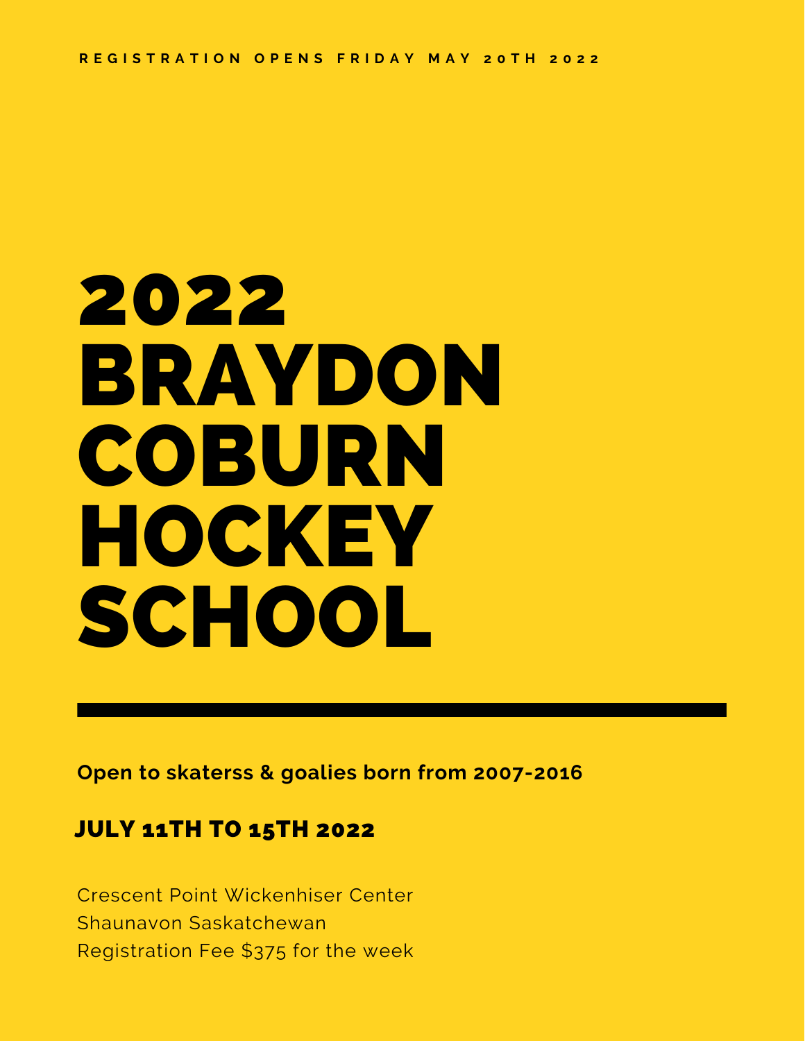REGISTRATION OPENS FRIDAY MAY 20TH 2022

# 2022 BRAYDON COBURN HOCKEY SCHOOL

---

**Open to skaterss & goalies born from 2007-2016**

## JULY 11TH TO 15TH 2022

Crescent Point Wickenhiser Center
Shaunavon Saskatchewan
Registration Fee $375 for the week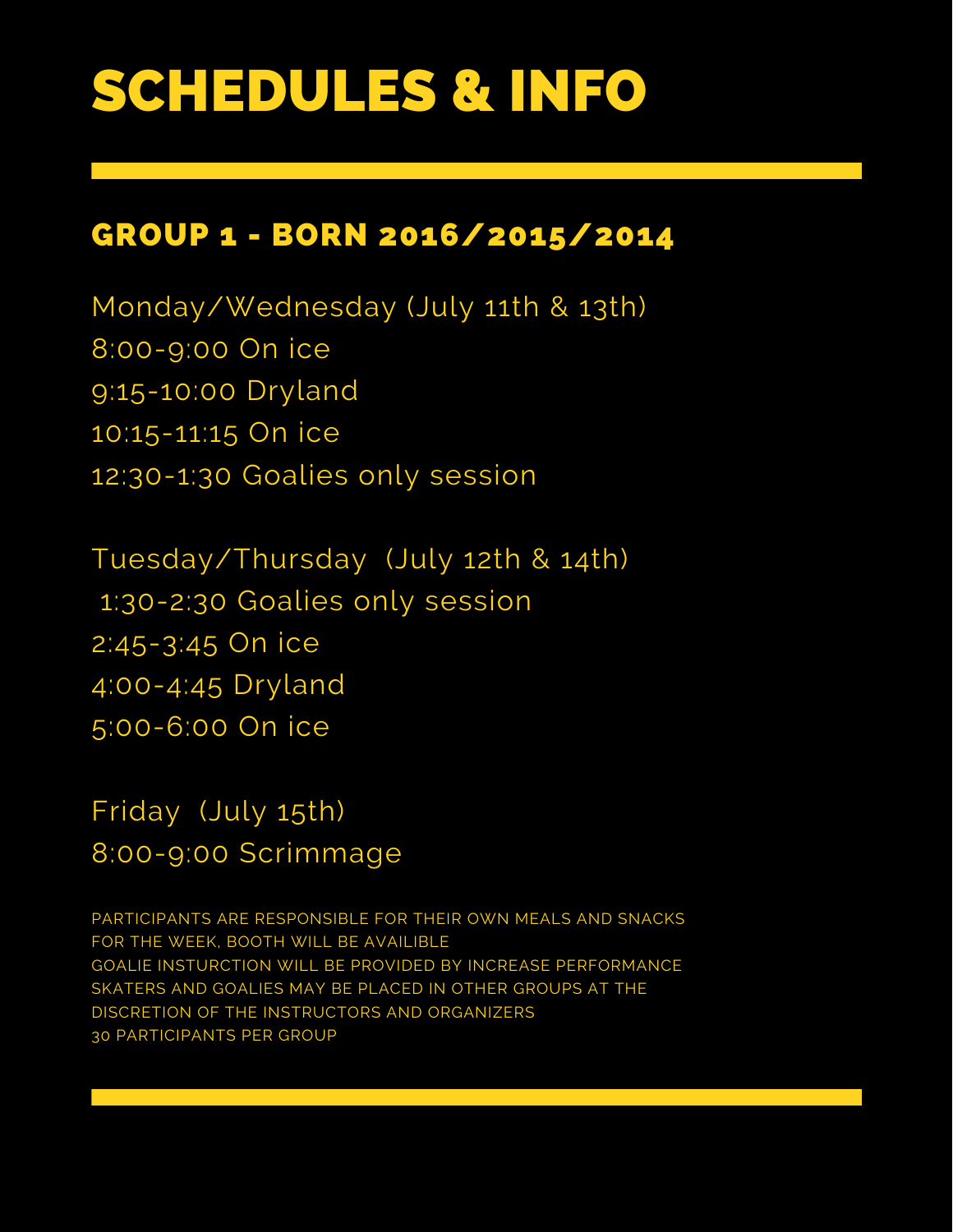# SCHEDULES & INFO

## GROUP 1 - BORN 2016/2015/2014

Monday/Wednesday (July 11th & 13th)
8:00-9:00 On ice
9:15-10:00 Dryland
10:15-11:15 On ice
12:30-1:30 Goalies only session

Tuesday/Thursday (July 12th & 14th)
1:30-2:30 Goalies only session
2:45-3:45 On ice
4:00-4:45 Dryland
5:00-6:00 On ice

Friday (July 15th)
8:00-9:00 Scrimmage

PARTICIPANTS ARE RESPONSIBLE FOR THEIR OWN MEALS AND SNACKS FOR THE WEEK, BOOTH WILL BE AVAILIBLE
GOALIE INSTURCTION WILL BE PROVIDED BY INCREASE PERFORMANCE
SKATERS AND GOALIES MAY BE PLACED IN OTHER GROUPS AT THE DISCRETION OF THE INSTRUCTORS AND ORGANIZERS
30 PARTICIPANTS PER GROUP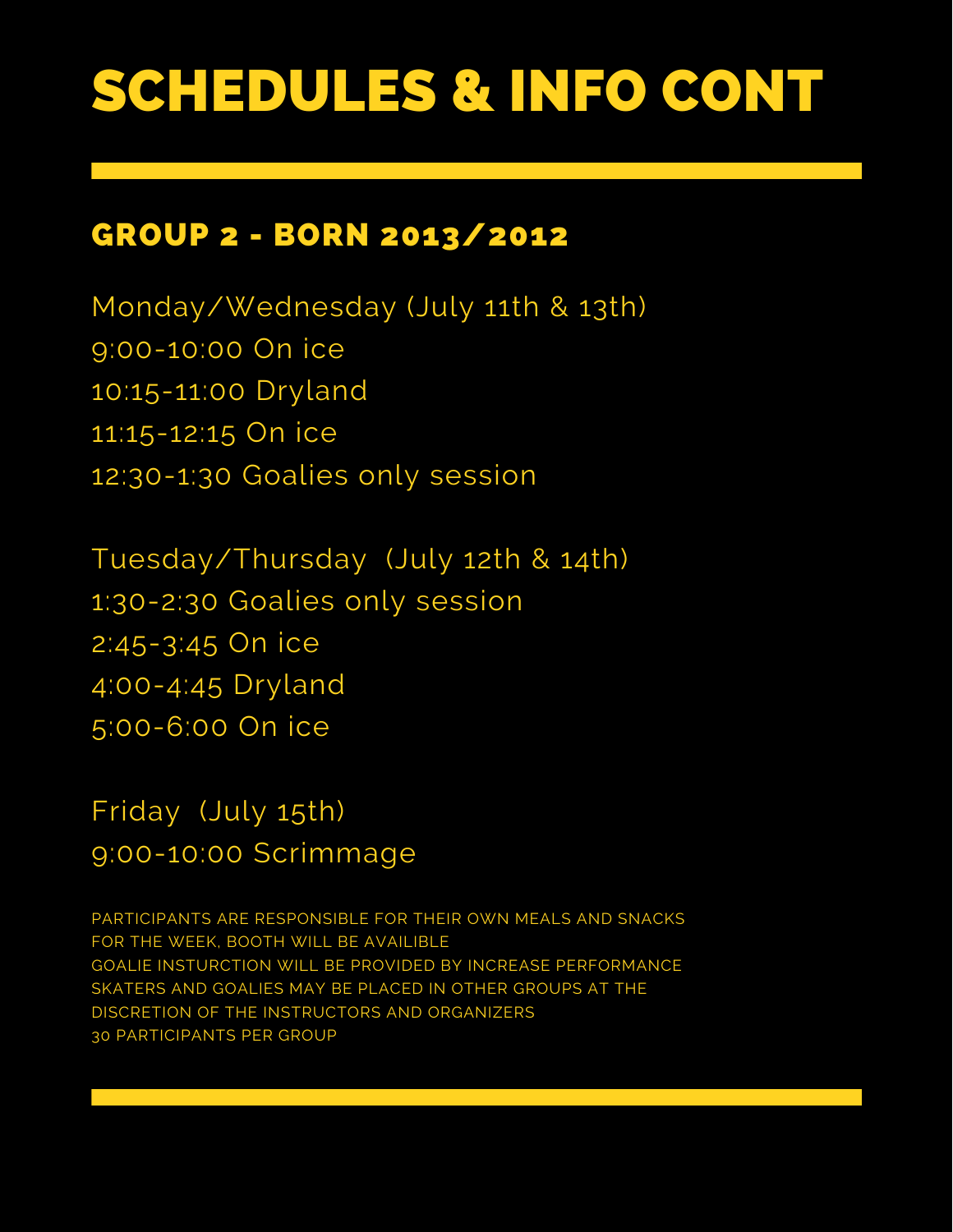# SCHEDULES & INFO CONT

## GROUP 2 - BORN 2013/2012

Monday/Wednesday (July 11th & 13th)
9:00-10:00 On ice
10:15-11:00 Dryland
11:15-12:15 On ice
12:30-1:30 Goalies only session

Tuesday/Thursday (July 12th & 14th)
1:30-2:30 Goalies only session
2:45-3:45 On ice
4:00-4:45 Dryland
5:00-6:00 On ice

Friday (July 15th)
9:00-10:00 Scrimmage

PARTICIPANTS ARE RESPONSIBLE FOR THEIR OWN MEALS AND SNACKS FOR THE WEEK, BOOTH WILL BE AVAILIBLE
GOALIE INSTURCTION WILL BE PROVIDED BY INCREASE PERFORMANCE
SKATERS AND GOALIES MAY BE PLACED IN OTHER GROUPS AT THE DISCRETION OF THE INSTRUCTORS AND ORGANIZERS
30 PARTICIPANTS PER GROUP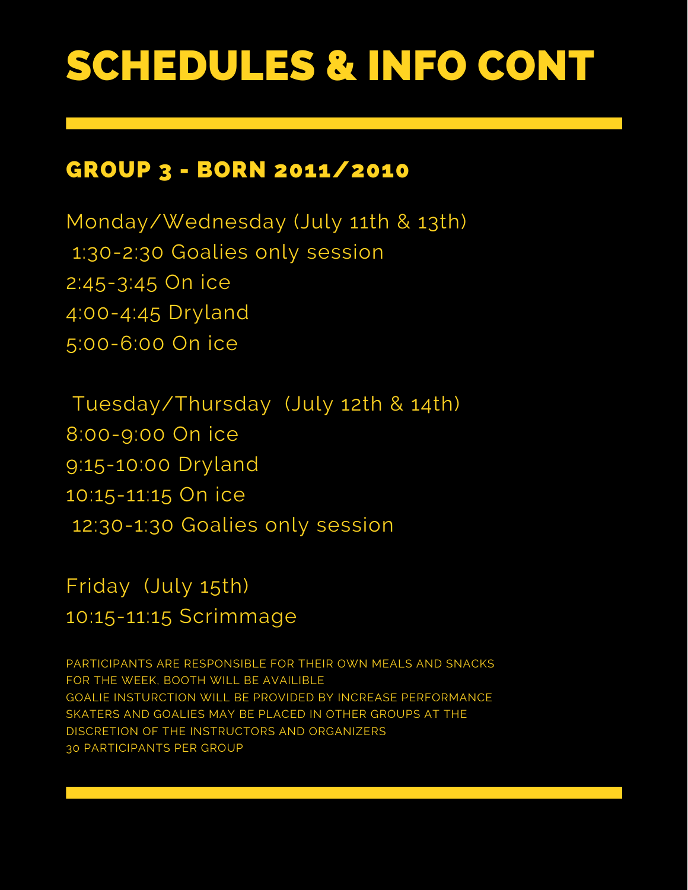# SCHEDULES & INFO CONT

## GROUP 3 - BORN 2011/2010

Monday/Wednesday (July 11th & 13th)
1:30-2:30 Goalies only session
2:45-3:45 On ice
4:00-4:45 Dryland
5:00-6:00 On ice

Tuesday/Thursday (July 12th & 14th)
8:00-9:00 On ice
9:15-10:00 Dryland
10:15-11:15 On ice
12:30-1:30 Goalies only session

Friday (July 15th)
10:15-11:15 Scrimmage

PARTICIPANTS ARE RESPONSIBLE FOR THEIR OWN MEALS AND SNACKS FOR THE WEEK, BOOTH WILL BE AVAILIBLE
GOALIE INSTURCTION WILL BE PROVIDED BY INCREASE PERFORMANCE
SKATERS AND GOALIES MAY BE PLACED IN OTHER GROUPS AT THE DISCRETION OF THE INSTRUCTORS AND ORGANIZERS
30 PARTICIPANTS PER GROUP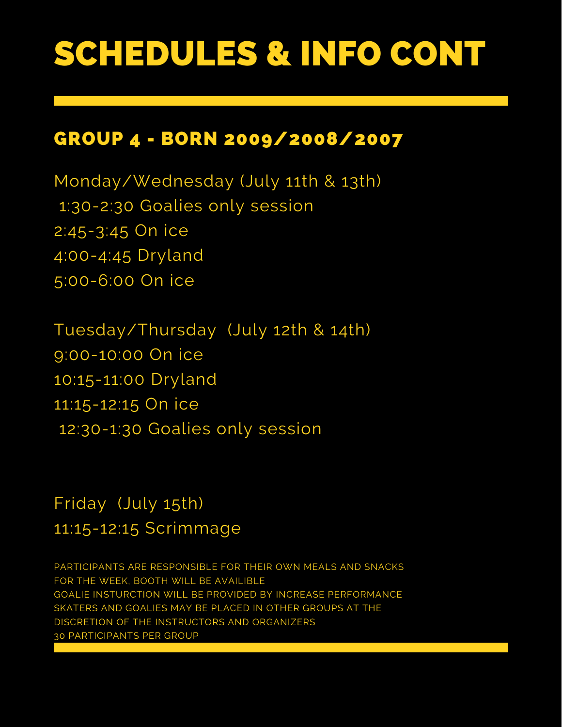# SCHEDULES & INFO CONT

## GROUP 4 - BORN 2009/2008/2007

Monday/Wednesday (July 11th & 13th)
1:30-2:30 Goalies only session
2:45-3:45 On ice
4:00-4:45 Dryland
5:00-6:00 On ice

Tuesday/Thursday (July 12th & 14th)
9:00-10:00 On ice
10:15-11:00 Dryland
11:15-12:15 On ice
12:30-1:30 Goalies only session

Friday (July 15th)
11:15-12:15 Scrimmage

PARTICIPANTS ARE RESPONSIBLE FOR THEIR OWN MEALS AND SNACKS FOR THE WEEK, BOOTH WILL BE AVAILIBLE
GOALIE INSTURCTION WILL BE PROVIDED BY INCREASE PERFORMANCE
SKATERS AND GOALIES MAY BE PLACED IN OTHER GROUPS AT THE DISCRETION OF THE INSTRUCTORS AND ORGANIZERS
30 PARTICIPANTS PER GROUP